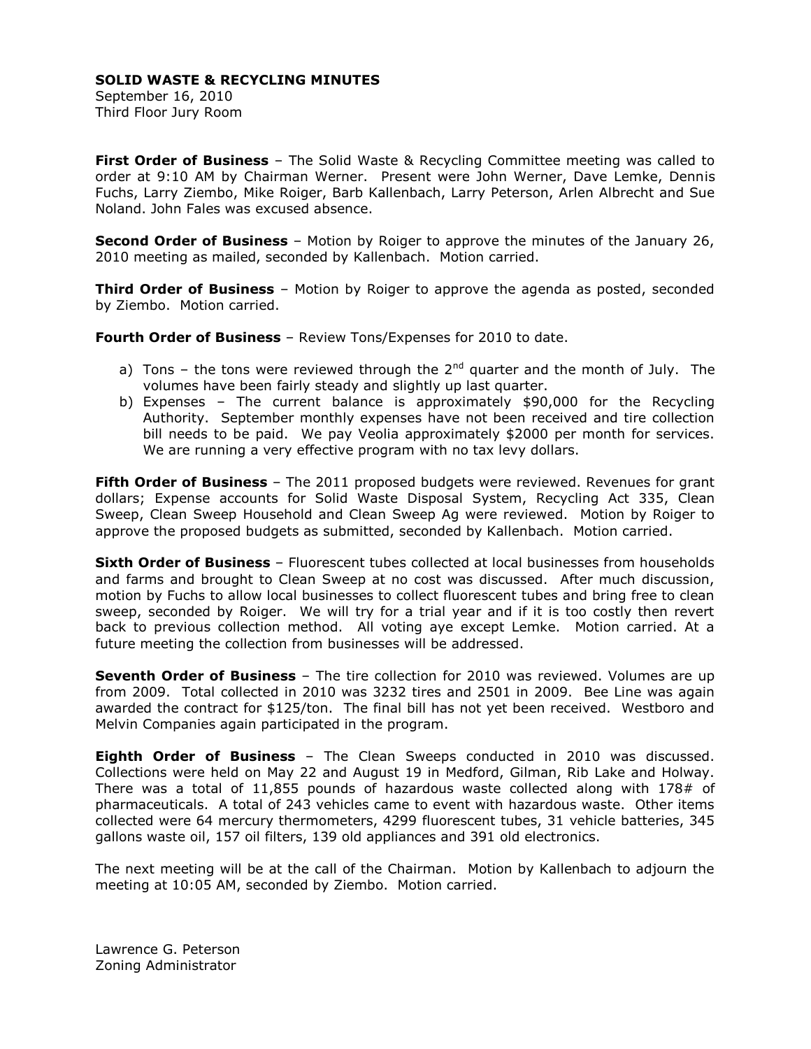**SOLID WASTE & RECYCLING MINUTES**
September 16, 2010
Third Floor Jury Room

**First Order of Business** – The Solid Waste & Recycling Committee meeting was called to order at 9:10 AM by Chairman Werner. Present were John Werner, Dave Lemke, Dennis Fuchs, Larry Ziembo, Mike Roiger, Barb Kallenbach, Larry Peterson, Arlen Albrecht and Sue Noland. John Fales was excused absence.

**Second Order of Business** – Motion by Roiger to approve the minutes of the January 26, 2010 meeting as mailed, seconded by Kallenbach. Motion carried.

**Third Order of Business** – Motion by Roiger to approve the agenda as posted, seconded by Ziembo. Motion carried.

**Fourth Order of Business** – Review Tons/Expenses for 2010 to date.

a) Tons – the tons were reviewed through the 2nd quarter and the month of July. The volumes have been fairly steady and slightly up last quarter.
b) Expenses – The current balance is approximately $90,000 for the Recycling Authority. September monthly expenses have not been received and tire collection bill needs to be paid. We pay Veolia approximately $2000 per month for services. We are running a very effective program with no tax levy dollars.

**Fifth Order of Business** – The 2011 proposed budgets were reviewed. Revenues for grant dollars; Expense accounts for Solid Waste Disposal System, Recycling Act 335, Clean Sweep, Clean Sweep Household and Clean Sweep Ag were reviewed. Motion by Roiger to approve the proposed budgets as submitted, seconded by Kallenbach. Motion carried.

**Sixth Order of Business** – Fluorescent tubes collected at local businesses from households and farms and brought to Clean Sweep at no cost was discussed. After much discussion, motion by Fuchs to allow local businesses to collect fluorescent tubes and bring free to clean sweep, seconded by Roiger. We will try for a trial year and if it is too costly then revert back to previous collection method. All voting aye except Lemke. Motion carried. At a future meeting the collection from businesses will be addressed.

**Seventh Order of Business** – The tire collection for 2010 was reviewed. Volumes are up from 2009. Total collected in 2010 was 3232 tires and 2501 in 2009. Bee Line was again awarded the contract for $125/ton. The final bill has not yet been received. Westboro and Melvin Companies again participated in the program.

**Eighth Order of Business** – The Clean Sweeps conducted in 2010 was discussed. Collections were held on May 22 and August 19 in Medford, Gilman, Rib Lake and Holway. There was a total of 11,855 pounds of hazardous waste collected along with 178# of pharmaceuticals. A total of 243 vehicles came to event with hazardous waste. Other items collected were 64 mercury thermometers, 4299 fluorescent tubes, 31 vehicle batteries, 345 gallons waste oil, 157 oil filters, 139 old appliances and 391 old electronics.

The next meeting will be at the call of the Chairman. Motion by Kallenbach to adjourn the meeting at 10:05 AM, seconded by Ziembo. Motion carried.

Lawrence G. Peterson
Zoning Administrator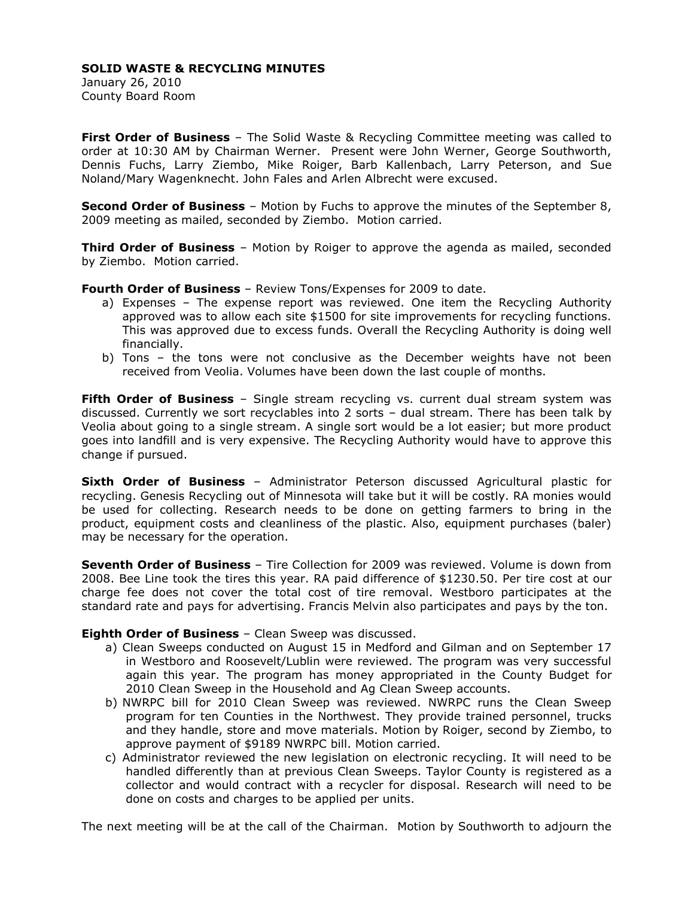**SOLID WASTE & RECYCLING MINUTES**
January 26, 2010
County Board Room

**First Order of Business** – The Solid Waste & Recycling Committee meeting was called to order at 10:30 AM by Chairman Werner. Present were John Werner, George Southworth, Dennis Fuchs, Larry Ziembo, Mike Roiger, Barb Kallenbach, Larry Peterson, and Sue Noland/Mary Wagenknecht. John Fales and Arlen Albrecht were excused.

**Second Order of Business** – Motion by Fuchs to approve the minutes of the September 8, 2009 meeting as mailed, seconded by Ziembo. Motion carried.

**Third Order of Business** – Motion by Roiger to approve the agenda as mailed, seconded by Ziembo. Motion carried.

**Fourth Order of Business** – Review Tons/Expenses for 2009 to date.

a) Expenses – The expense report was reviewed. One item the Recycling Authority approved was to allow each site $1500 for site improvements for recycling functions. This was approved due to excess funds. Overall the Recycling Authority is doing well financially.
b) Tons – the tons were not conclusive as the December weights have not been received from Veolia. Volumes have been down the last couple of months.

**Fifth Order of Business** – Single stream recycling vs. current dual stream system was discussed. Currently we sort recyclables into 2 sorts – dual stream. There has been talk by Veolia about going to a single stream. A single sort would be a lot easier; but more product goes into landfill and is very expensive. The Recycling Authority would have to approve this change if pursued.

**Sixth Order of Business** – Administrator Peterson discussed Agricultural plastic for recycling. Genesis Recycling out of Minnesota will take but it will be costly. RA monies would be used for collecting. Research needs to be done on getting farmers to bring in the product, equipment costs and cleanliness of the plastic. Also, equipment purchases (baler) may be necessary for the operation.

**Seventh Order of Business** – Tire Collection for 2009 was reviewed. Volume is down from 2008. Bee Line took the tires this year. RA paid difference of $1230.50. Per tire cost at our charge fee does not cover the total cost of tire removal. Westboro participates at the standard rate and pays for advertising. Francis Melvin also participates and pays by the ton.

**Eighth Order of Business** – Clean Sweep was discussed.

a) Clean Sweeps conducted on August 15 in Medford and Gilman and on September 17 in Westboro and Roosevelt/Lublin were reviewed. The program was very successful again this year. The program has money appropriated in the County Budget for 2010 Clean Sweep in the Household and Ag Clean Sweep accounts.
b) NWRPC bill for 2010 Clean Sweep was reviewed. NWRPC runs the Clean Sweep program for ten Counties in the Northwest. They provide trained personnel, trucks and they handle, store and move materials. Motion by Roiger, second by Ziembo, to approve payment of $9189 NWRPC bill. Motion carried.
c) Administrator reviewed the new legislation on electronic recycling. It will need to be handled differently than at previous Clean Sweeps. Taylor County is registered as a collector and would contract with a recycler for disposal. Research will need to be done on costs and charges to be applied per units.

The next meeting will be at the call of the Chairman. Motion by Southworth to adjourn the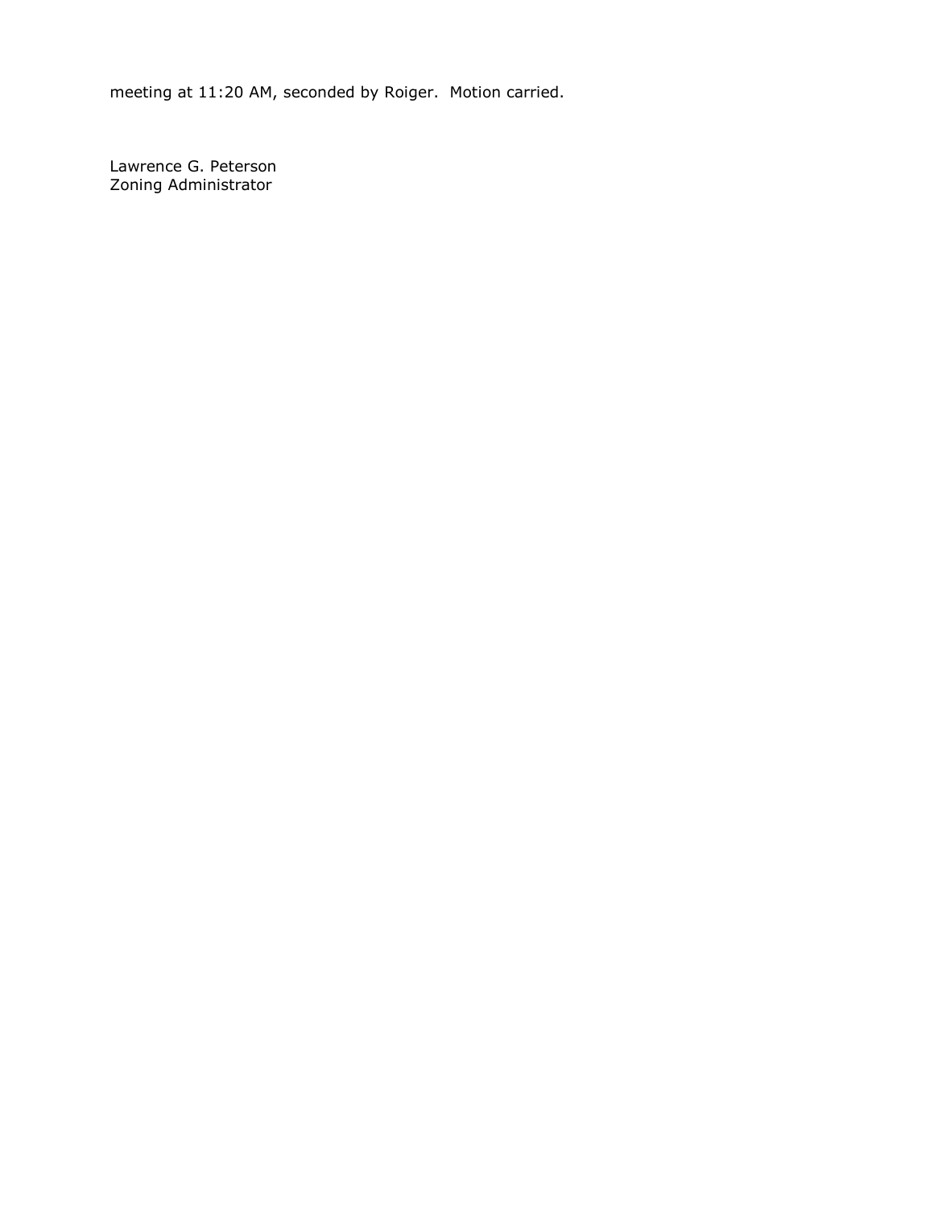meeting at 11:20 AM, seconded by Roiger. Motion carried.

Lawrence G. Peterson
Zoning Administrator